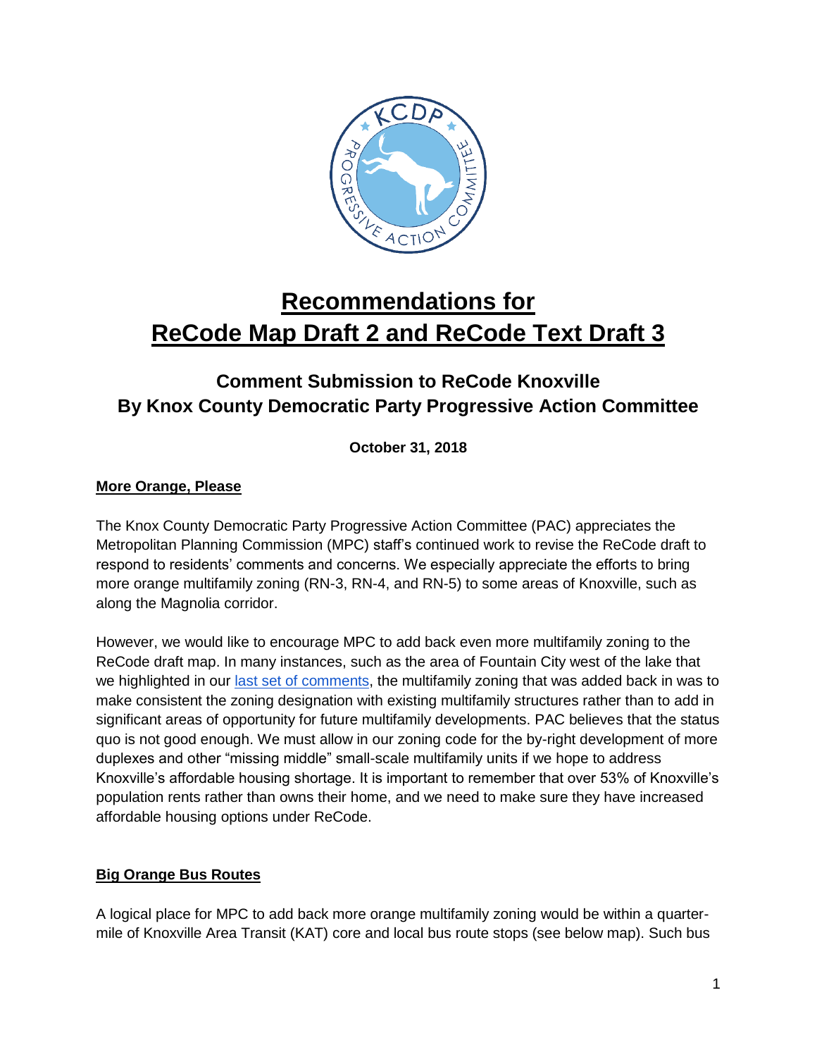# Recommendations for ReCode Map Draft 2 and ReCode Text Draft 3

## Comment Submission to ReCode Knoxville By Knox County Democratic Party Progressive Action Committee

**October 31, 2018**

### More Orange, Please

The Knox County Democratic Party Progressive Action Committee (PAC) appreciates the Metropolitan Planning Commission (MPC) staff's continued work to revise the ReCode draft to respond to residents' comments and concerns. We especially appreciate the efforts to bring more orange multifamily zoning (RN-3, RN-4, and RN-5) to some areas of Knoxville, such as along the Magnolia corridor.

However, we would like to encourage MPC to add back even more multifamily zoning to the ReCode draft map. In many instances, such as the area of Fountain City west of the lake that we highlighted in our last set of comments, the multifamily zoning that was added back in was to make consistent the zoning designation with existing multifamily structures rather than to add in significant areas of opportunity for future multifamily developments. PAC believes that the status quo is not good enough. We must allow in our zoning code for the by-right development of more duplexes and other "missing middle" small-scale multifamily units if we hope to address Knoxville's affordable housing shortage. It is important to remember that over 53% of Knoxville's population rents rather than owns their home, and we need to make sure they have increased affordable housing options under ReCode.

### Big Orange Bus Routes

A logical place for MPC to add back more orange multifamily zoning would be within a quarter-mile of Knoxville Area Transit (KAT) core and local bus route stops (see below map). Such bus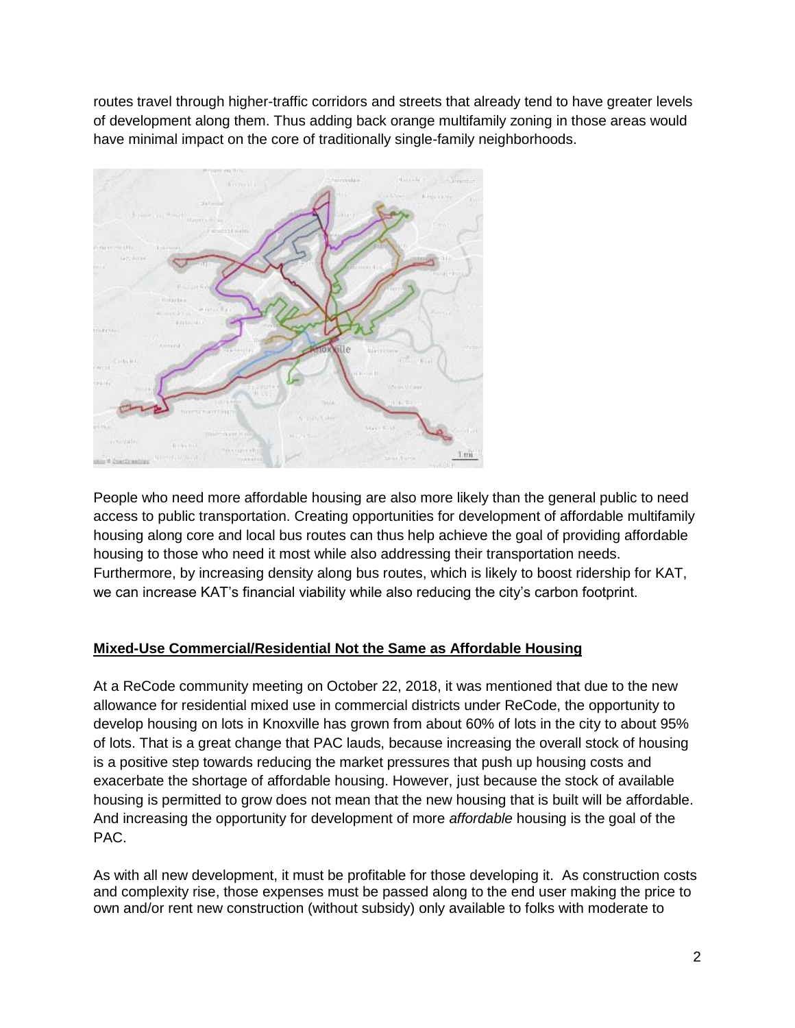routes travel through higher-traffic corridors and streets that already tend to have greater levels of development along them. Thus adding back orange multifamily zoning in those areas would have minimal impact on the core of traditionally single-family neighborhoods.

People who need more affordable housing are also more likely than the general public to need access to public transportation. Creating opportunities for development of affordable multifamily housing along core and local bus routes can thus help achieve the goal of providing affordable housing to those who need it most while also addressing their transportation needs. Furthermore, by increasing density along bus routes, which is likely to boost ridership for KAT, we can increase KAT's financial viability while also reducing the city's carbon footprint.

## Mixed-Use Commercial/Residential Not the Same as Affordable Housing

At a ReCode community meeting on October 22, 2018, it was mentioned that due to the new allowance for residential mixed use in commercial districts under ReCode, the opportunity to develop housing on lots in Knoxville has grown from about 60% of lots in the city to about 95% of lots. That is a great change that PAC lauds, because increasing the overall stock of housing is a positive step towards reducing the market pressures that push up housing costs and exacerbate the shortage of affordable housing. However, just because the stock of available housing is permitted to grow does not mean that the new housing that is built will be affordable. And increasing the opportunity for development of more *affordable* housing is the goal of the PAC.

As with all new development, it must be profitable for those developing it. As construction costs and complexity rise, those expenses must be passed along to the end user making the price to own and/or rent new construction (without subsidy) only available to folks with moderate to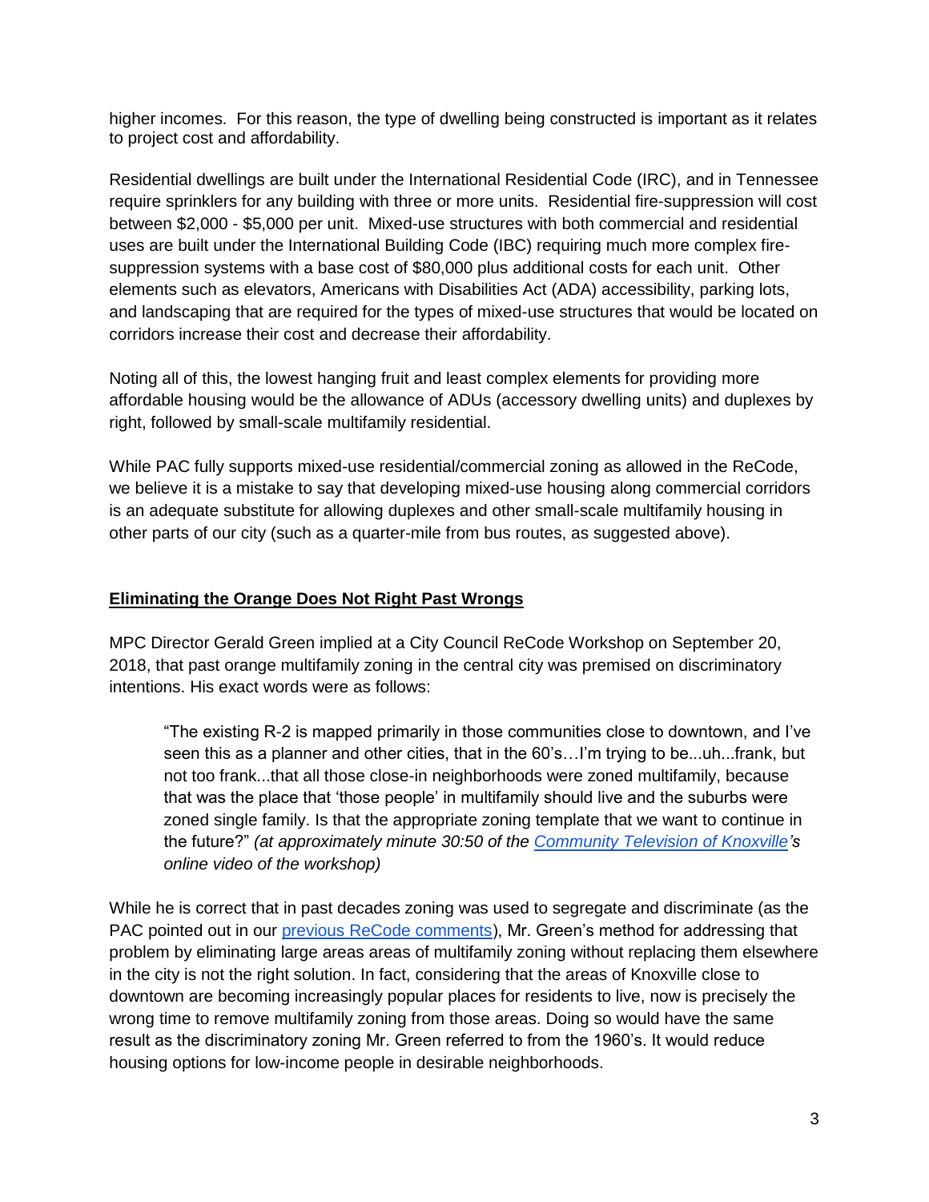higher incomes. For this reason, the type of dwelling being constructed is important as it relates to project cost and affordability.

Residential dwellings are built under the International Residential Code (IRC), and in Tennessee require sprinklers for any building with three or more units. Residential fire-suppression will cost between $2,000 - $5,000 per unit. Mixed-use structures with both commercial and residential uses are built under the International Building Code (IBC) requiring much more complex fire-suppression systems with a base cost of $80,000 plus additional costs for each unit. Other elements such as elevators, Americans with Disabilities Act (ADA) accessibility, parking lots, and landscaping that are required for the types of mixed-use structures that would be located on corridors increase their cost and decrease their affordability.

Noting all of this, the lowest hanging fruit and least complex elements for providing more affordable housing would be the allowance of ADUs (accessory dwelling units) and duplexes by right, followed by small-scale multifamily residential.

While PAC fully supports mixed-use residential/commercial zoning as allowed in the ReCode, we believe it is a mistake to say that developing mixed-use housing along commercial corridors is an adequate substitute for allowing duplexes and other small-scale multifamily housing in other parts of our city (such as a quarter-mile from bus routes, as suggested above).

## Eliminating the Orange Does Not Right Past Wrongs

MPC Director Gerald Green implied at a City Council ReCode Workshop on September 20, 2018, that past orange multifamily zoning in the central city was premised on discriminatory intentions. His exact words were as follows:

> "The existing R-2 is mapped primarily in those communities close to downtown, and I've seen this as a planner and other cities, that in the 60's…I'm trying to be...uh...frank, but not too frank...that all those close-in neighborhoods were zoned multifamily, because that was the place that 'those people' in multifamily should live and the suburbs were zoned single family. Is that the appropriate zoning template that we want to continue in the future?" *(at approximately minute 30:50 of the Community Television of Knoxville's online video of the workshop)*

While he is correct that in past decades zoning was used to segregate and discriminate (as the PAC pointed out in our previous ReCode comments), Mr. Green's method for addressing that problem by eliminating large areas areas of multifamily zoning without replacing them elsewhere in the city is not the right solution. In fact, considering that the areas of Knoxville close to downtown are becoming increasingly popular places for residents to live, now is precisely the wrong time to remove multifamily zoning from those areas. Doing so would have the same result as the discriminatory zoning Mr. Green referred to from the 1960's. It would reduce housing options for low-income people in desirable neighborhoods.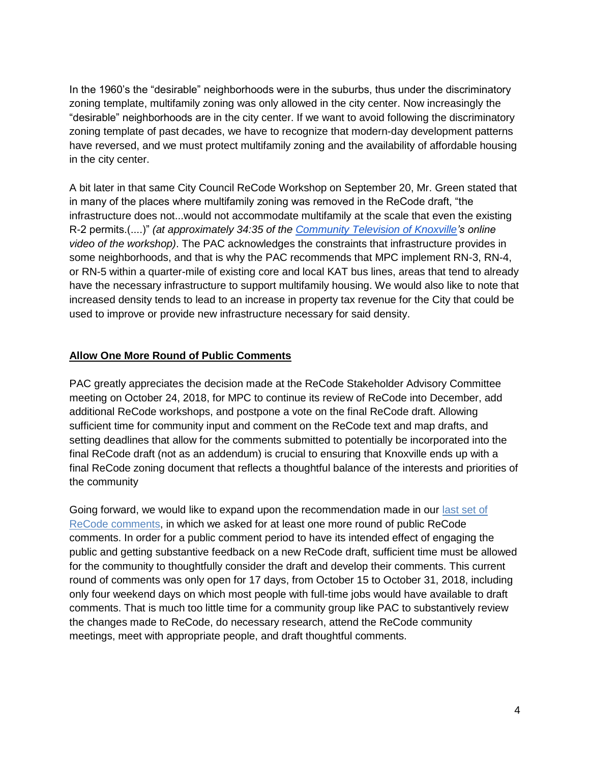In the 1960's the "desirable" neighborhoods were in the suburbs, thus under the discriminatory zoning template, multifamily zoning was only allowed in the city center. Now increasingly the "desirable" neighborhoods are in the city center. If we want to avoid following the discriminatory zoning template of past decades, we have to recognize that modern-day development patterns have reversed, and we must protect multifamily zoning and the availability of affordable housing in the city center.

A bit later in that same City Council ReCode Workshop on September 20, Mr. Green stated that in many of the places where multifamily zoning was removed in the ReCode draft, "the infrastructure does not...would not accommodate multifamily at the scale that even the existing R-2 permits.(....)" *(at approximately 34:35 of the Community Television of Knoxville's online video of the workshop)*. The PAC acknowledges the constraints that infrastructure provides in some neighborhoods, and that is why the PAC recommends that MPC implement RN-3, RN-4, or RN-5 within a quarter-mile of existing core and local KAT bus lines, areas that tend to already have the necessary infrastructure to support multifamily housing. We would also like to note that increased density tends to lead to an increase in property tax revenue for the City that could be used to improve or provide new infrastructure necessary for said density.

## Allow One More Round of Public Comments

PAC greatly appreciates the decision made at the ReCode Stakeholder Advisory Committee meeting on October 24, 2018, for MPC to continue its review of ReCode into December, add additional ReCode workshops, and postpone a vote on the final ReCode draft. Allowing sufficient time for community input and comment on the ReCode text and map drafts, and setting deadlines that allow for the comments submitted to potentially be incorporated into the final ReCode draft (not as an addendum) is crucial to ensuring that Knoxville ends up with a final ReCode zoning document that reflects a thoughtful balance of the interests and priorities of the community

Going forward, we would like to expand upon the recommendation made in our last set of ReCode comments, in which we asked for at least one more round of public ReCode comments. In order for a public comment period to have its intended effect of engaging the public and getting substantive feedback on a new ReCode draft, sufficient time must be allowed for the community to thoughtfully consider the draft and develop their comments. This current round of comments was only open for 17 days, from October 15 to October 31, 2018, including only four weekend days on which most people with full-time jobs would have available to draft comments. That is much too little time for a community group like PAC to substantively review the changes made to ReCode, do necessary research, attend the ReCode community meetings, meet with appropriate people, and draft thoughtful comments.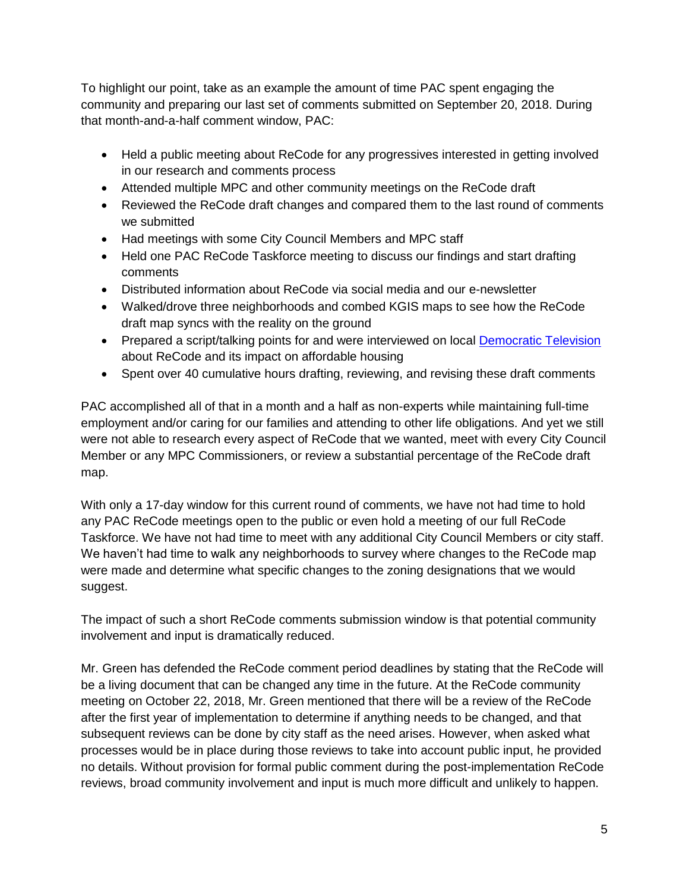To highlight our point, take as an example the amount of time PAC spent engaging the community and preparing our last set of comments submitted on September 20, 2018. During that month-and-a-half comment window, PAC:

- Held a public meeting about ReCode for any progressives interested in getting involved in our research and comments process
- Attended multiple MPC and other community meetings on the ReCode draft
- Reviewed the ReCode draft changes and compared them to the last round of comments we submitted
- Had meetings with some City Council Members and MPC staff
- Held one PAC ReCode Taskforce meeting to discuss our findings and start drafting comments
- Distributed information about ReCode via social media and our e-newsletter
- Walked/drove three neighborhoods and combed KGIS maps to see how the ReCode draft map syncs with the reality on the ground
- Prepared a script/talking points for and were interviewed on local Democratic Television about ReCode and its impact on affordable housing
- Spent over 40 cumulative hours drafting, reviewing, and revising these draft comments

PAC accomplished all of that in a month and a half as non-experts while maintaining full-time employment and/or caring for our families and attending to other life obligations. And yet we still were not able to research every aspect of ReCode that we wanted, meet with every City Council Member or any MPC Commissioners, or review a substantial percentage of the ReCode draft map.

With only a 17-day window for this current round of comments, we have not had time to hold any PAC ReCode meetings open to the public or even hold a meeting of our full ReCode Taskforce. We have not had time to meet with any additional City Council Members or city staff. We haven't had time to walk any neighborhoods to survey where changes to the ReCode map were made and determine what specific changes to the zoning designations that we would suggest.

The impact of such a short ReCode comments submission window is that potential community involvement and input is dramatically reduced.

Mr. Green has defended the ReCode comment period deadlines by stating that the ReCode will be a living document that can be changed any time in the future. At the ReCode community meeting on October 22, 2018, Mr. Green mentioned that there will be a review of the ReCode after the first year of implementation to determine if anything needs to be changed, and that subsequent reviews can be done by city staff as the need arises. However, when asked what processes would be in place during those reviews to take into account public input, he provided no details. Without provision for formal public comment during the post-implementation ReCode reviews, broad community involvement and input is much more difficult and unlikely to happen.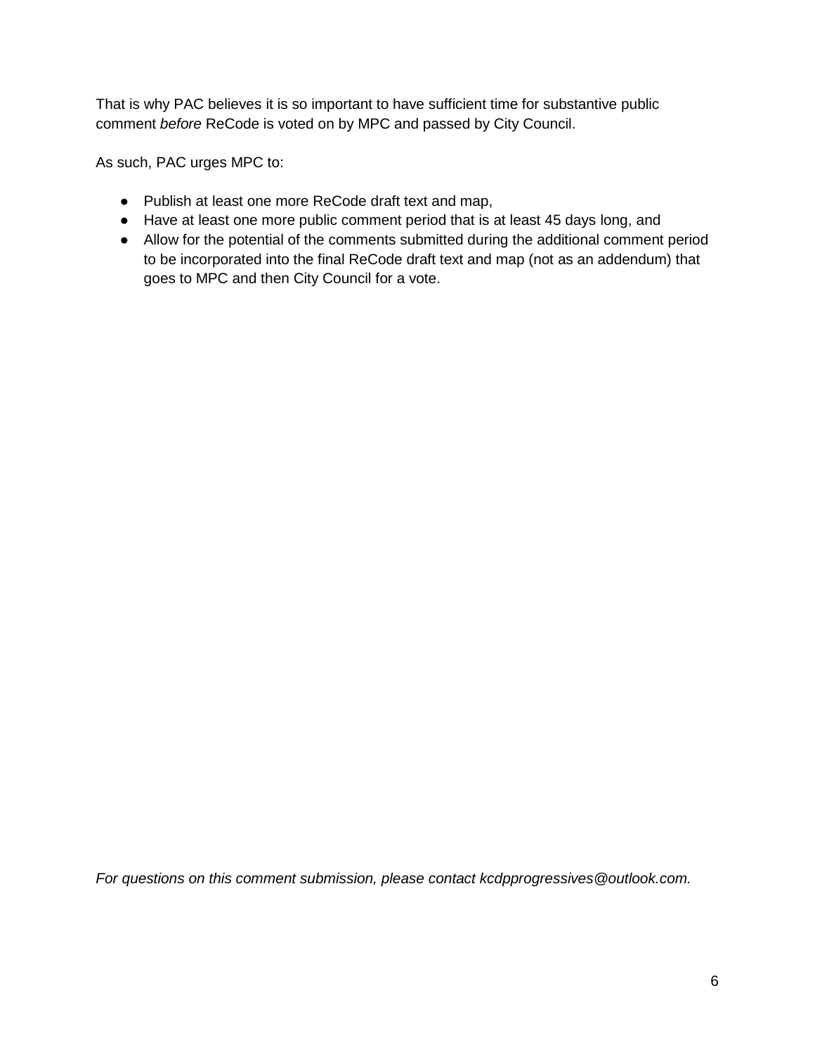That is why PAC believes it is so important to have sufficient time for substantive public comment *before* ReCode is voted on by MPC and passed by City Council.

As such, PAC urges MPC to:

- Publish at least one more ReCode draft text and map,
- Have at least one more public comment period that is at least 45 days long, and
- Allow for the potential of the comments submitted during the additional comment period to be incorporated into the final ReCode draft text and map (not as an addendum) that goes to MPC and then City Council for a vote.

*For questions on this comment submission, please contact kcdpprogressives@outlook.com.*